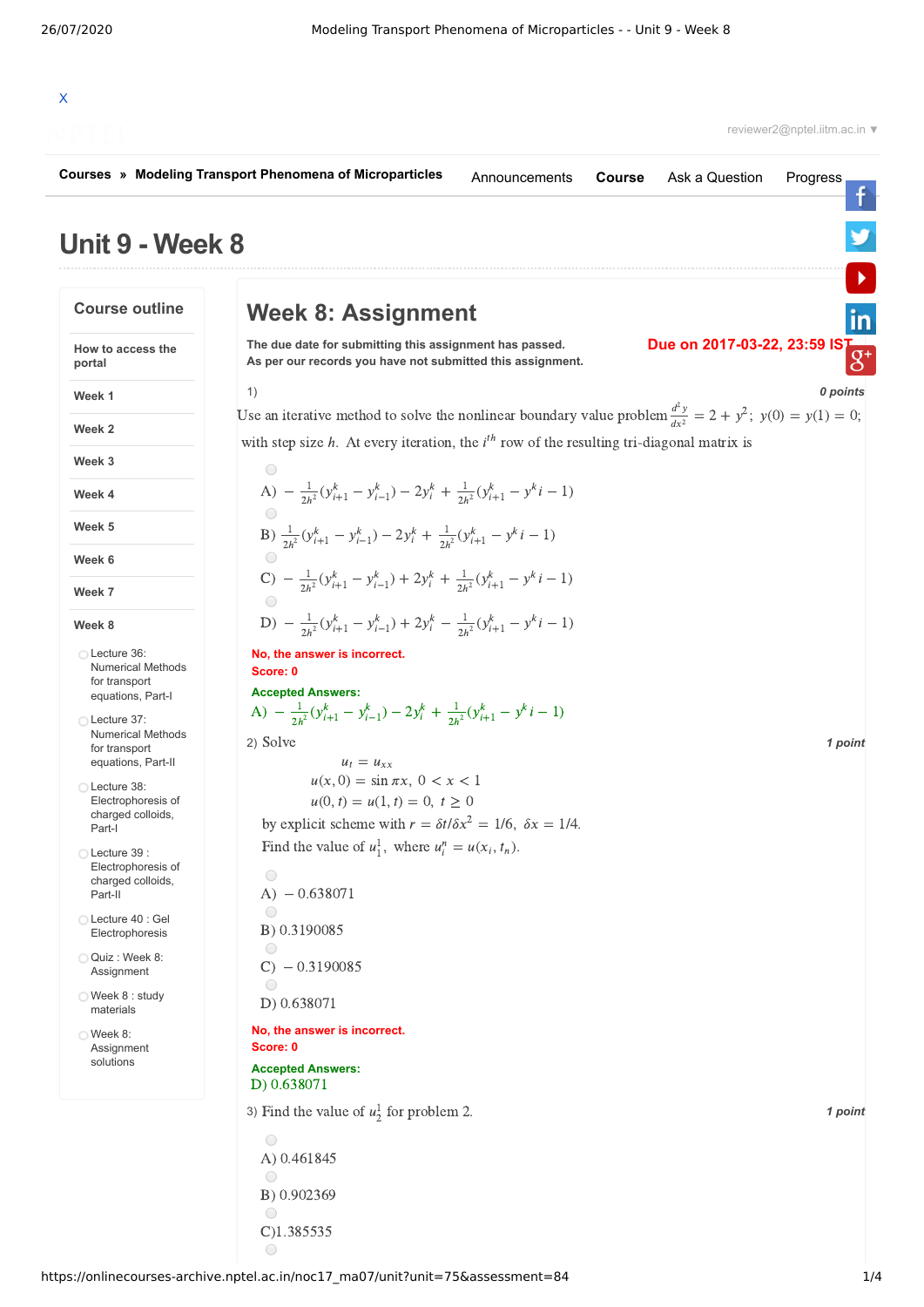Courses » Modeling Transport Phenomena of Microparticles

Announcements | Course | Ask a Question | Progress

# Unit 9 - Week 8

## Course outline

- How to access the portal
- Week 1
- Week 2
- Week 3
- Week 4
- Week 5
- Week 6
- Week 7
- Week 8
  - Lecture 36: Numerical Methods for transport equations, Part-I
  - Lecture 37: Numerical Methods for transport equations, Part-II
  - Lecture 38: Electrophoresis of charged colloids, Part-I
  - Lecture 39 : Electrophoresis of charged colloids, Part-II
  - Lecture 40 : Gel Electrophoresis
  - Quiz : Week 8: Assignment
  - Week 8 : study materials
  - Week 8: Assignment solutions

## Week 8: Assignment

**The due date for submitting this assignment has passed.**
**As per our records you have not submitted this assignment.**

**Due on 2017-03-22, 23:59 IST.**

1) *0 points*

Use an iterative method to solve the nonlinear boundary value problem $\frac{d^2y}{dx^2} = 2 + y^2$; $y(0) = y(1) = 0$; with step size $h$. At every iteration, the $i^{th}$ row of the resulting tri-diagonal matrix is

A) $-\frac{1}{2h^2}(y_{i+1}^k - y_{i-1}^k) - 2y_i^k + \frac{1}{2h^2}(y_{i+1}^k - y^k i - 1)$

B) $\frac{1}{2h^2}(y_{i+1}^k - y_{i-1}^k) - 2y_i^k + \frac{1}{2h^2}(y_{i+1}^k - y^k i - 1)$

C) $-\frac{1}{2h^2}(y_{i+1}^k - y_{i-1}^k) + 2y_i^k + \frac{1}{2h^2}(y_{i+1}^k - y^k i - 1)$

D) $-\frac{1}{2h^2}(y_{i+1}^k - y_{i-1}^k) + 2y_i^k - \frac{1}{2h^2}(y_{i+1}^k - y^k i - 1)$

**No, the answer is incorrect.**
**Score: 0**

**Accepted Answers:**
A) $-\frac{1}{2h^2}(y_{i+1}^k - y_{i-1}^k) - 2y_i^k + \frac{1}{2h^2}(y_{i+1}^k - y^k i - 1)$

2) Solve *1 point*

$$u_t = u_{xx}$$
$$u(x,0) = \sin \pi x,\ 0 < x < 1$$
$$u(0,t) = u(1,t) = 0,\ t \geq 0$$

by explicit scheme with $r = \delta t/\delta x^2 = 1/6$, $\delta x = 1/4$.
Find the value of $u_1^1$, where $u_i^n = u(x_i, t_n)$.

A) $-0.638071$

B) 0.3190085

C) $-0.3190085$

D) 0.638071

**No, the answer is incorrect.**
**Score: 0**

**Accepted Answers:**
D) 0.638071

3) Find the value of $u_2^1$ for problem 2. *1 point*

A) 0.461845

B) 0.902369

C)1.385535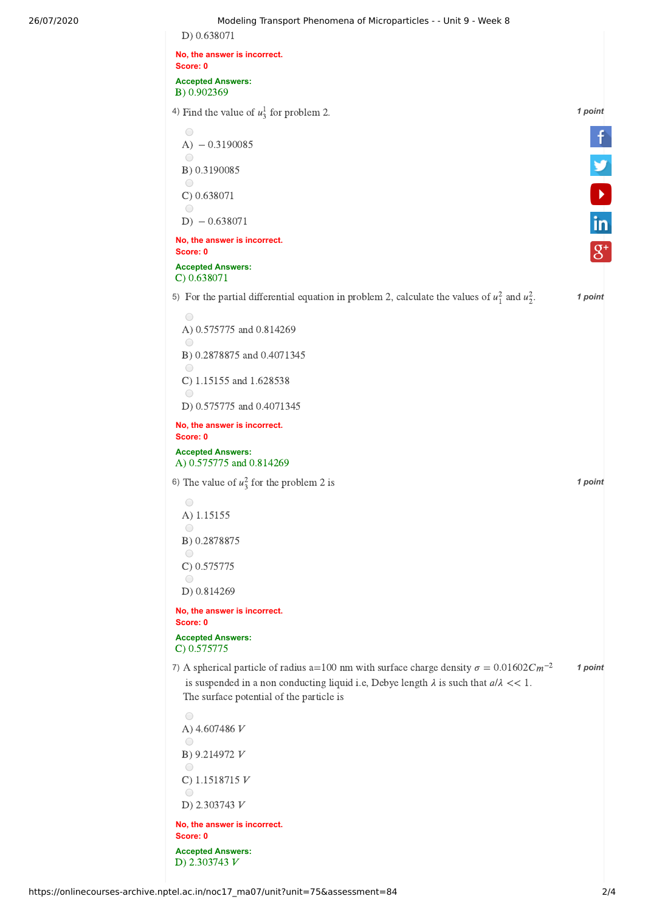D) 0.638071

No, the answer is incorrect.
Score: 0

Accepted Answers:
B) 0.902369

4) Find the value of $u_3^1$ for problem 2.

**1 point**

A) $-0.3190085$

B) 0.3190085

C) 0.638071

D) $-0.638071$

No, the answer is incorrect.
Score: 0

Accepted Answers:
C) 0.638071

5) For the partial differential equation in problem 2, calculate the values of $u_1^2$ and $u_2^2$.

**1 point**

A) 0.575775 and 0.814269

B) 0.2878875 and 0.4071345

C) 1.15155 and 1.628538

D) 0.575775 and 0.4071345

No, the answer is incorrect.
Score: 0

Accepted Answers:
A) 0.575775 and 0.814269

6) The value of $u_3^2$ for the problem 2 is

**1 point**

A) 1.15155

B) 0.2878875

C) 0.575775

D) 0.814269

No, the answer is incorrect.
Score: 0

Accepted Answers:
C) 0.575775

7) A spherical particle of radius a=100 nm with surface charge density $\sigma = 0.01602 Cm^{-2}$ is suspended in a non conducting liquid i.e, Debye length $\lambda$ is such that $a/\lambda << 1$. The surface potential of the particle is

**1 point**

A) 4.607486 $V$

B) 9.214972 $V$

C) 1.1518715 $V$

D) 2.303743 $V$

No, the answer is incorrect.
Score: 0

Accepted Answers:
D) 2.303743 $V$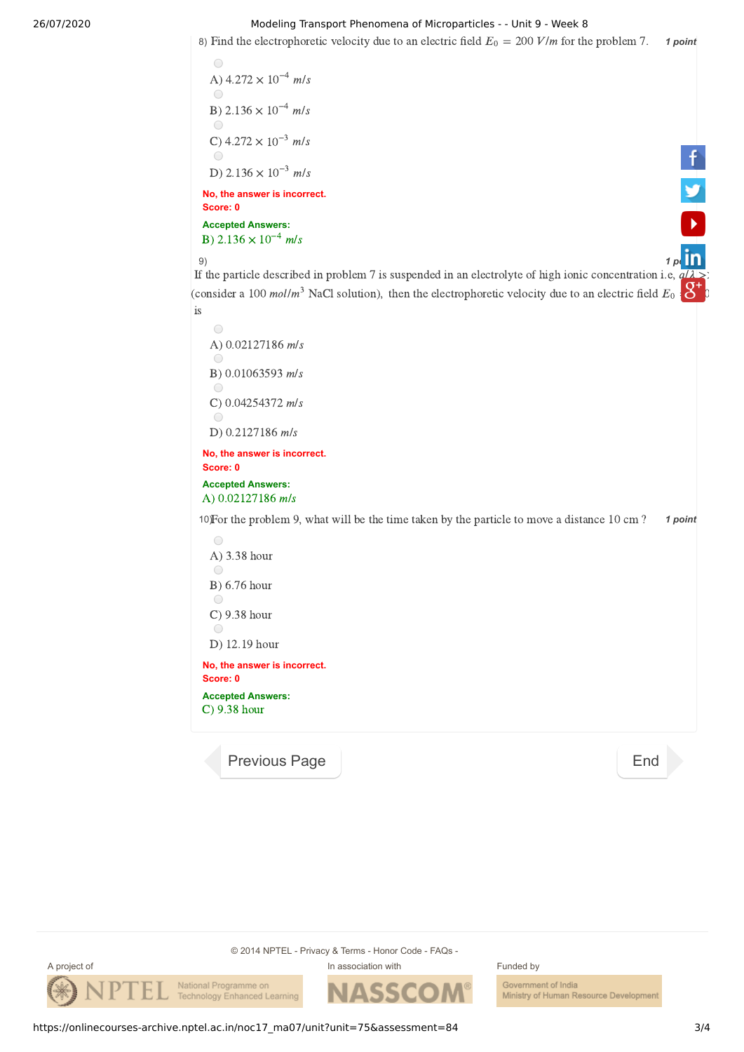8) Find the electrophoretic velocity due to an electric field $E_0 = 200\ V/m$ for the problem 7. *1 point*

A) $4.272 \times 10^{-4}\ m/s$

B) $2.136 \times 10^{-4}\ m/s$

C) $4.272 \times 10^{-3}\ m/s$

D) $2.136 \times 10^{-3}\ m/s$

**No, the answer is incorrect.**
**Score: 0**

**Accepted Answers:**
B) $2.136 \times 10^{-4}\ m/s$

9) *1 point*

If the particle described in problem 7 is suspended in an electrolyte of high ionic concentration i.e, $a/\lambda >$ (consider a $100\ mol/m^3$ NaCl solution), then the electrophoretic velocity due to an electric field $E_0$ is

A) $0.02127186\ m/s$

B) $0.01063593\ m/s$

C) $0.04254372\ m/s$

D) $0.2127186\ m/s$

**No, the answer is incorrect.**
**Score: 0**

**Accepted Answers:**
A) $0.02127186\ m/s$

10) For the problem 9, what will be the time taken by the particle to move a distance 10 cm ? *1 point*

A) 3.38 hour

B) 6.76 hour

C) 9.38 hour

D) 12.19 hour

**No, the answer is incorrect.**
**Score: 0**

**Accepted Answers:**
C) 9.38 hour

Previous Page

End

© 2014 NPTEL - Privacy & Terms - Honor Code - FAQs -

A project of NPTEL National Programme on Technology Enhanced Learning

In association with NASSCOM

Funded by Government of India Ministry of Human Resource Development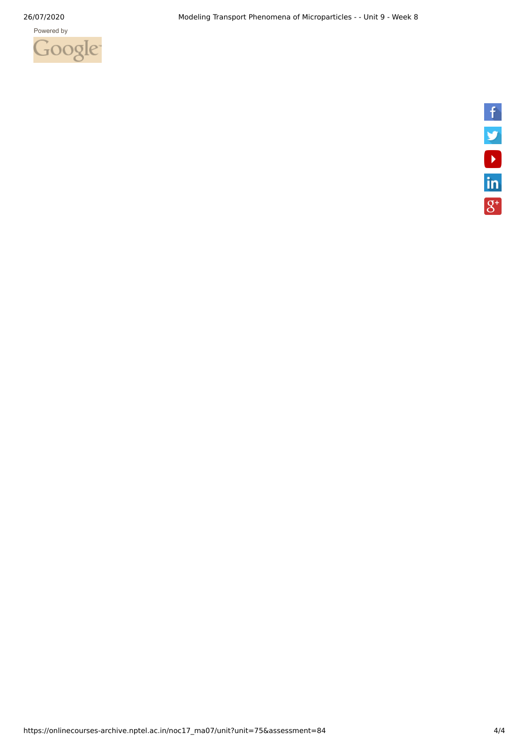Powered by Google